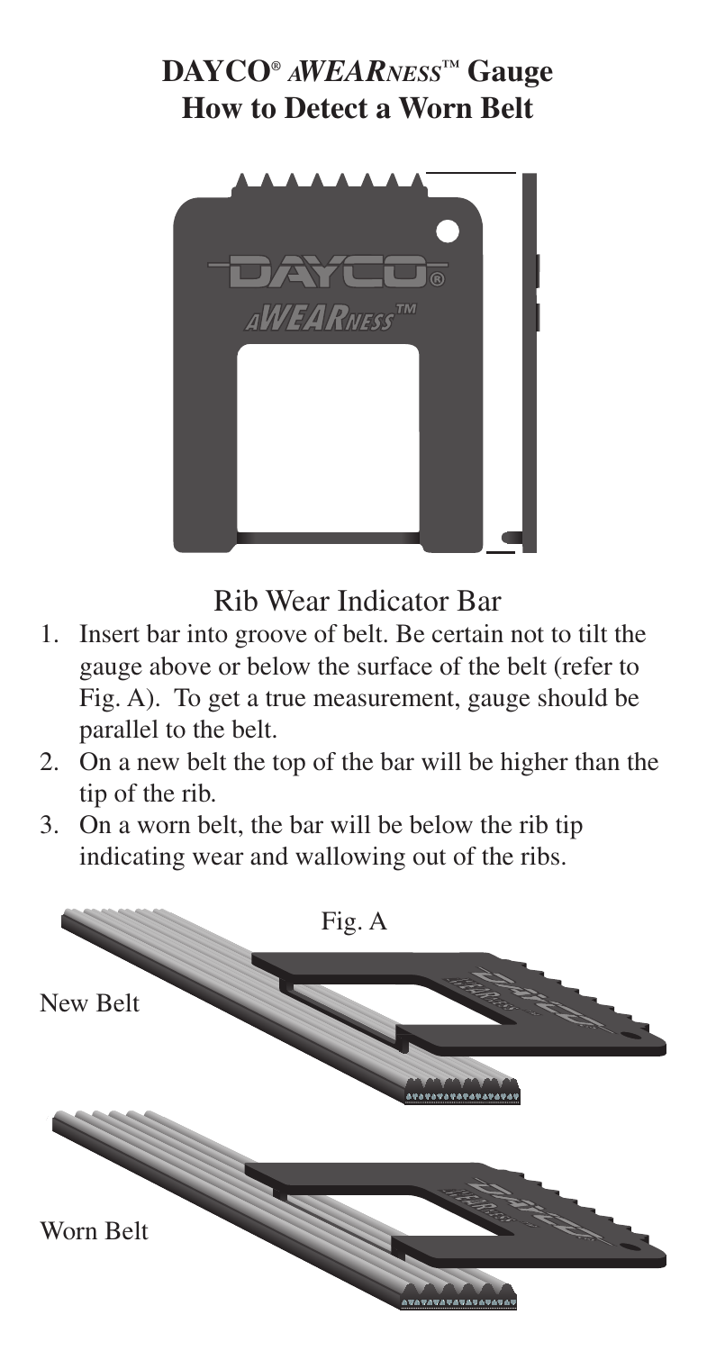# DAYCO® *AWEARNESS*™ Gauge
# How to Detect a Worn Belt

Rib Wear Indicator Bar

1. Insert bar into groove of belt. Be certain not to tilt the gauge above or below the surface of the belt (refer to Fig. A). To get a true measurement, gauge should be parallel to the belt.
2. On a new belt the top of the bar will be higher than the tip of the rib.
3. On a worn belt, the bar will be below the rib tip indicating wear and wallowing out of the ribs.

Fig. A

New Belt

Worn Belt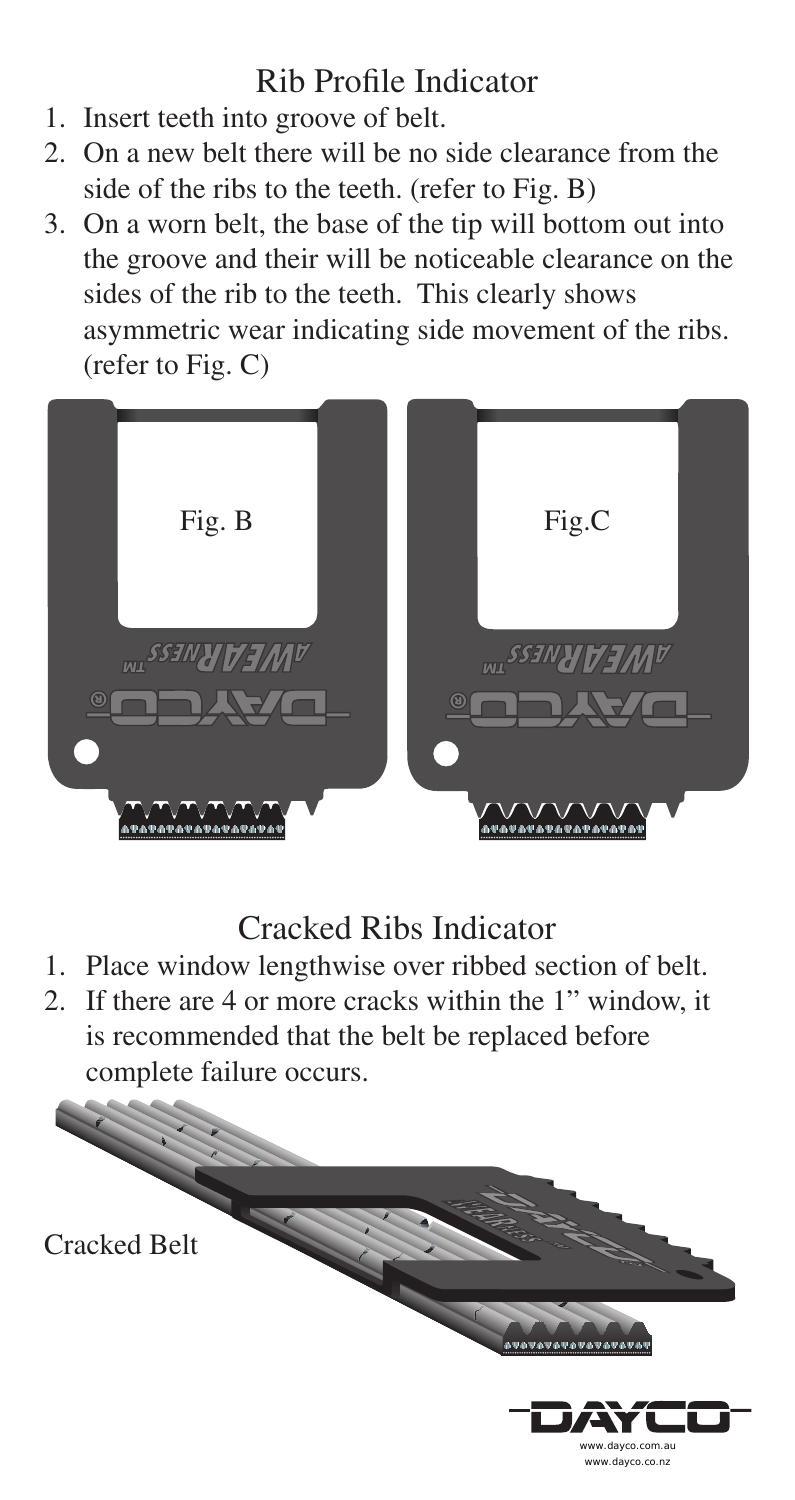## Rib Profile Indicator

1. Insert teeth into groove of belt.
2. On a new belt there will be no side clearance from the side of the ribs to the teeth. (refer to Fig. B)
3. On a worn belt, the base of the tip will bottom out into the groove and their will be noticeable clearance on the sides of the rib to the teeth. This clearly shows asymmetric wear indicating side movement of the ribs. (refer to Fig. C)

Fig. B

Fig.C

## Cracked Ribs Indicator

1. Place window lengthwise over ribbed section of belt.
2. If there are 4 or more cracks within the 1" window, it is recommended that the belt be replaced before complete failure occurs.

Cracked Belt

www.dayco.com.au
www.dayco.co.nz